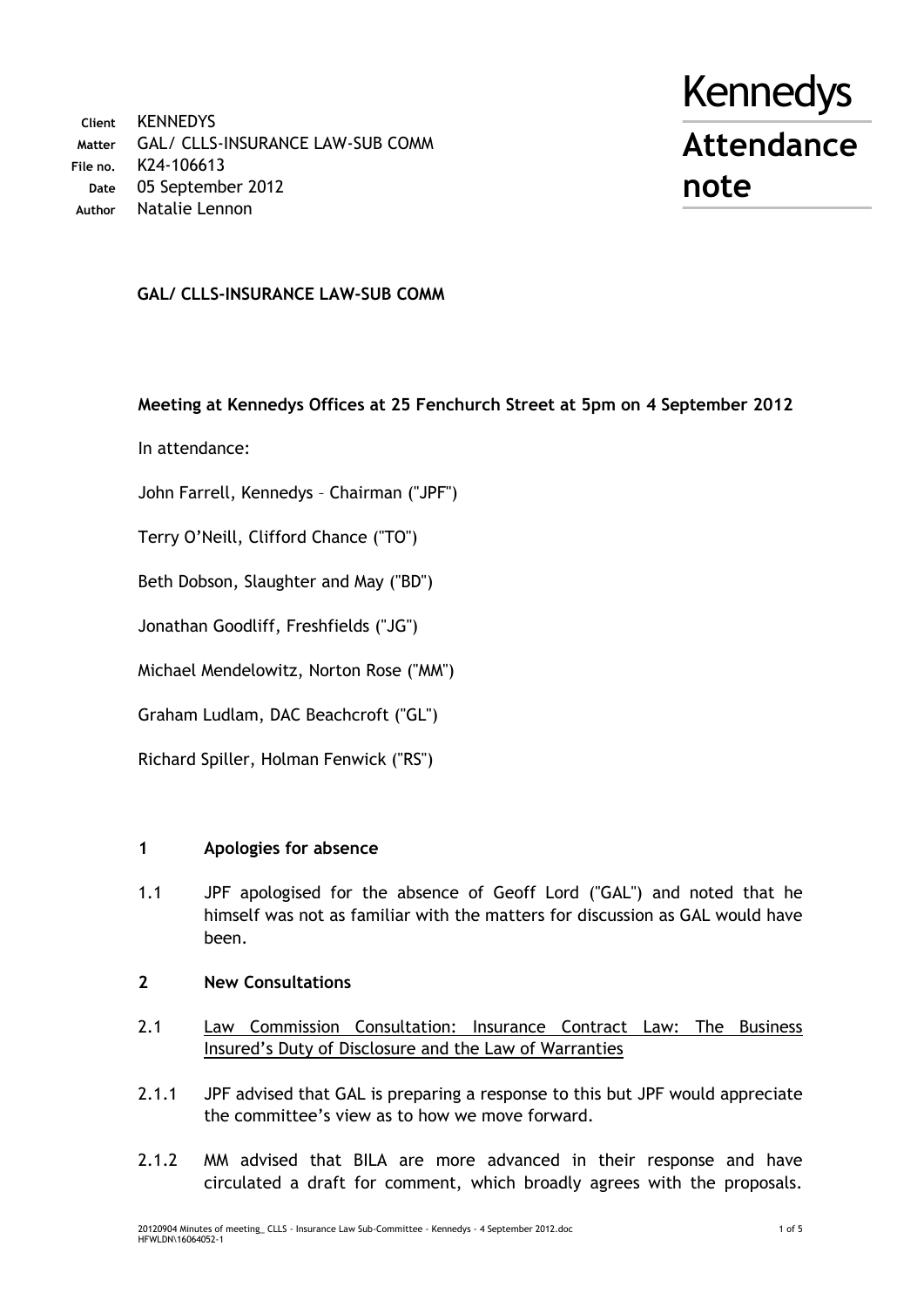| | |
|---|---|
| **Client** | KENNEDYS |
| **Matter** | GAL/ CLLS-INSURANCE LAW-SUB COMM |
| **File no.** | K24-106613 |
| **Date** | 05 September 2012 |
| **Author** | Natalie Lennon |

# Kennedys

## Attendance note

**GAL/ CLLS-INSURANCE LAW-SUB COMM**

**Meeting at Kennedys Offices at 25 Fenchurch Street at 5pm on 4 September 2012**

In attendance:

John Farrell, Kennedys – Chairman ("JPF")

Terry O'Neill, Clifford Chance ("TO")

Beth Dobson, Slaughter and May ("BD")

Jonathan Goodliff, Freshfields ("JG")

Michael Mendelowitz, Norton Rose ("MM")

Graham Ludlam, DAC Beachcroft ("GL")

Richard Spiller, Holman Fenwick ("RS")

**1 Apologies for absence**

1.1 JPF apologised for the absence of Geoff Lord ("GAL") and noted that he himself was not as familiar with the matters for discussion as GAL would have been.

**2 New Consultations**

2.1 Law Commission Consultation: Insurance Contract Law: The Business Insured's Duty of Disclosure and the Law of Warranties

2.1.1 JPF advised that GAL is preparing a response to this but JPF would appreciate the committee's view as to how we move forward.

2.1.2 MM advised that BILA are more advanced in their response and have circulated a draft for comment, which broadly agrees with the proposals.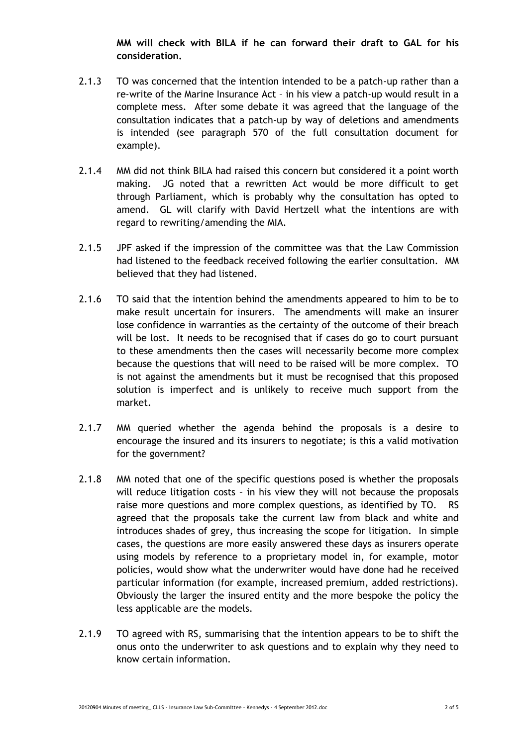**MM will check with BILA if he can forward their draft to GAL for his consideration.**

2.1.3 TO was concerned that the intention intended to be a patch-up rather than a re-write of the Marine Insurance Act – in his view a patch-up would result in a complete mess. After some debate it was agreed that the language of the consultation indicates that a patch-up by way of deletions and amendments is intended (see paragraph 570 of the full consultation document for example).

2.1.4 MM did not think BILA had raised this concern but considered it a point worth making. JG noted that a rewritten Act would be more difficult to get through Parliament, which is probably why the consultation has opted to amend. GL will clarify with David Hertzell what the intentions are with regard to rewriting/amending the MIA.

2.1.5 JPF asked if the impression of the committee was that the Law Commission had listened to the feedback received following the earlier consultation. MM believed that they had listened.

2.1.6 TO said that the intention behind the amendments appeared to him to be to make result uncertain for insurers. The amendments will make an insurer lose confidence in warranties as the certainty of the outcome of their breach will be lost. It needs to be recognised that if cases do go to court pursuant to these amendments then the cases will necessarily become more complex because the questions that will need to be raised will be more complex. TO is not against the amendments but it must be recognised that this proposed solution is imperfect and is unlikely to receive much support from the market.

2.1.7 MM queried whether the agenda behind the proposals is a desire to encourage the insured and its insurers to negotiate; is this a valid motivation for the government?

2.1.8 MM noted that one of the specific questions posed is whether the proposals will reduce litigation costs – in his view they will not because the proposals raise more questions and more complex questions, as identified by TO. RS agreed that the proposals take the current law from black and white and introduces shades of grey, thus increasing the scope for litigation. In simple cases, the questions are more easily answered these days as insurers operate using models by reference to a proprietary model in, for example, motor policies, would show what the underwriter would have done had he received particular information (for example, increased premium, added restrictions). Obviously the larger the insured entity and the more bespoke the policy the less applicable are the models.

2.1.9 TO agreed with RS, summarising that the intention appears to be to shift the onus onto the underwriter to ask questions and to explain why they need to know certain information.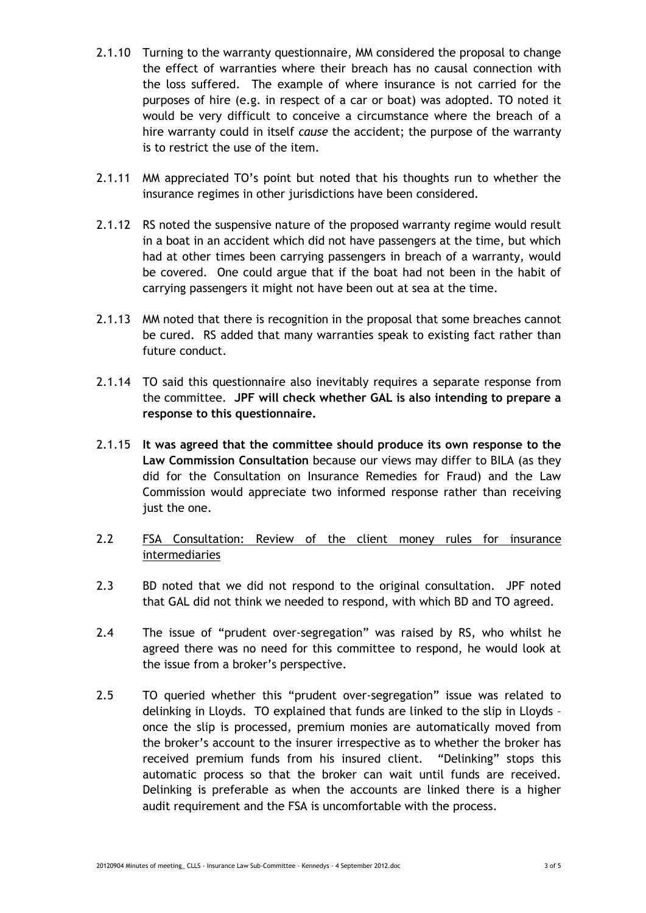2.1.10 Turning to the warranty questionnaire, MM considered the proposal to change the effect of warranties where their breach has no causal connection with the loss suffered. The example of where insurance is not carried for the purposes of hire (e.g. in respect of a car or boat) was adopted. TO noted it would be very difficult to conceive a circumstance where the breach of a hire warranty could in itself *cause* the accident; the purpose of the warranty is to restrict the use of the item.

2.1.11 MM appreciated TO's point but noted that his thoughts run to whether the insurance regimes in other jurisdictions have been considered.

2.1.12 RS noted the suspensive nature of the proposed warranty regime would result in a boat in an accident which did not have passengers at the time, but which had at other times been carrying passengers in breach of a warranty, would be covered. One could argue that if the boat had not been in the habit of carrying passengers it might not have been out at sea at the time.

2.1.13 MM noted that there is recognition in the proposal that some breaches cannot be cured. RS added that many warranties speak to existing fact rather than future conduct.

2.1.14 TO said this questionnaire also inevitably requires a separate response from the committee. **JPF will check whether GAL is also intending to prepare a response to this questionnaire.**

2.1.15 **It was agreed that the committee should produce its own response to the Law Commission Consultation** because our views may differ to BILA (as they did for the Consultation on Insurance Remedies for Fraud) and the Law Commission would appreciate two informed response rather than receiving just the one.

2.2 <u>FSA Consultation: Review of the client money rules for insurance intermediaries</u>

2.3 BD noted that we did not respond to the original consultation. JPF noted that GAL did not think we needed to respond, with which BD and TO agreed.

2.4 The issue of "prudent over-segregation" was raised by RS, who whilst he agreed there was no need for this committee to respond, he would look at the issue from a broker's perspective.

2.5 TO queried whether this "prudent over-segregation" issue was related to delinking in Lloyds. TO explained that funds are linked to the slip in Lloyds – once the slip is processed, premium monies are automatically moved from the broker's account to the insurer irrespective as to whether the broker has received premium funds from his insured client. "Delinking" stops this automatic process so that the broker can wait until funds are received. Delinking is preferable as when the accounts are linked there is a higher audit requirement and the FSA is uncomfortable with the process.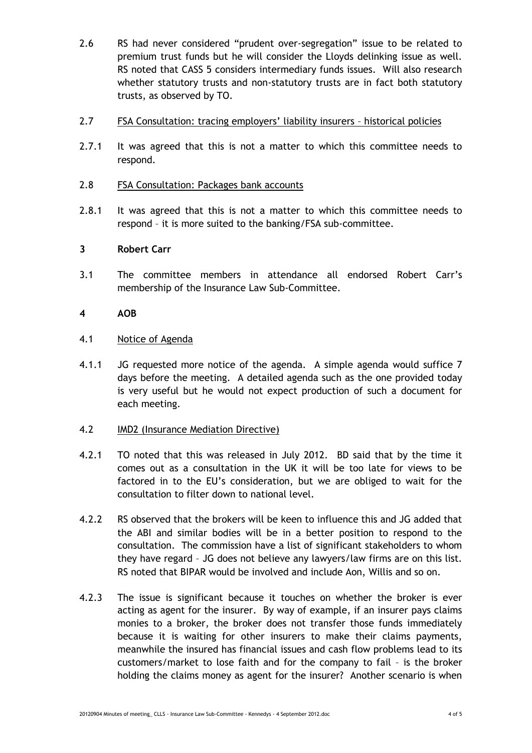2.6 RS had never considered "prudent over-segregation" issue to be related to premium trust funds but he will consider the Lloyds delinking issue as well. RS noted that CASS 5 considers intermediary funds issues. Will also research whether statutory trusts and non-statutory trusts are in fact both statutory trusts, as observed by TO.

2.7 <u>FSA Consultation: tracing employers' liability insurers – historical policies</u>

2.7.1 It was agreed that this is not a matter to which this committee needs to respond.

2.8 <u>FSA Consultation: Packages bank accounts</u>

2.8.1 It was agreed that this is not a matter to which this committee needs to respond – it is more suited to the banking/FSA sub-committee.

**3 Robert Carr**

3.1 The committee members in attendance all endorsed Robert Carr's membership of the Insurance Law Sub-Committee.

**4 AOB**

4.1 <u>Notice of Agenda</u>

4.1.1 JG requested more notice of the agenda. A simple agenda would suffice 7 days before the meeting. A detailed agenda such as the one provided today is very useful but he would not expect production of such a document for each meeting.

4.2 <u>IMD2 (Insurance Mediation Directive)</u>

4.2.1 TO noted that this was released in July 2012. BD said that by the time it comes out as a consultation in the UK it will be too late for views to be factored in to the EU's consideration, but we are obliged to wait for the consultation to filter down to national level.

4.2.2 RS observed that the brokers will be keen to influence this and JG added that the ABI and similar bodies will be in a better position to respond to the consultation. The commission have a list of significant stakeholders to whom they have regard – JG does not believe any lawyers/law firms are on this list. RS noted that BIPAR would be involved and include Aon, Willis and so on.

4.2.3 The issue is significant because it touches on whether the broker is ever acting as agent for the insurer. By way of example, if an insurer pays claims monies to a broker, the broker does not transfer those funds immediately because it is waiting for other insurers to make their claims payments, meanwhile the insured has financial issues and cash flow problems lead to its customers/market to lose faith and for the company to fail – is the broker holding the claims money as agent for the insurer? Another scenario is when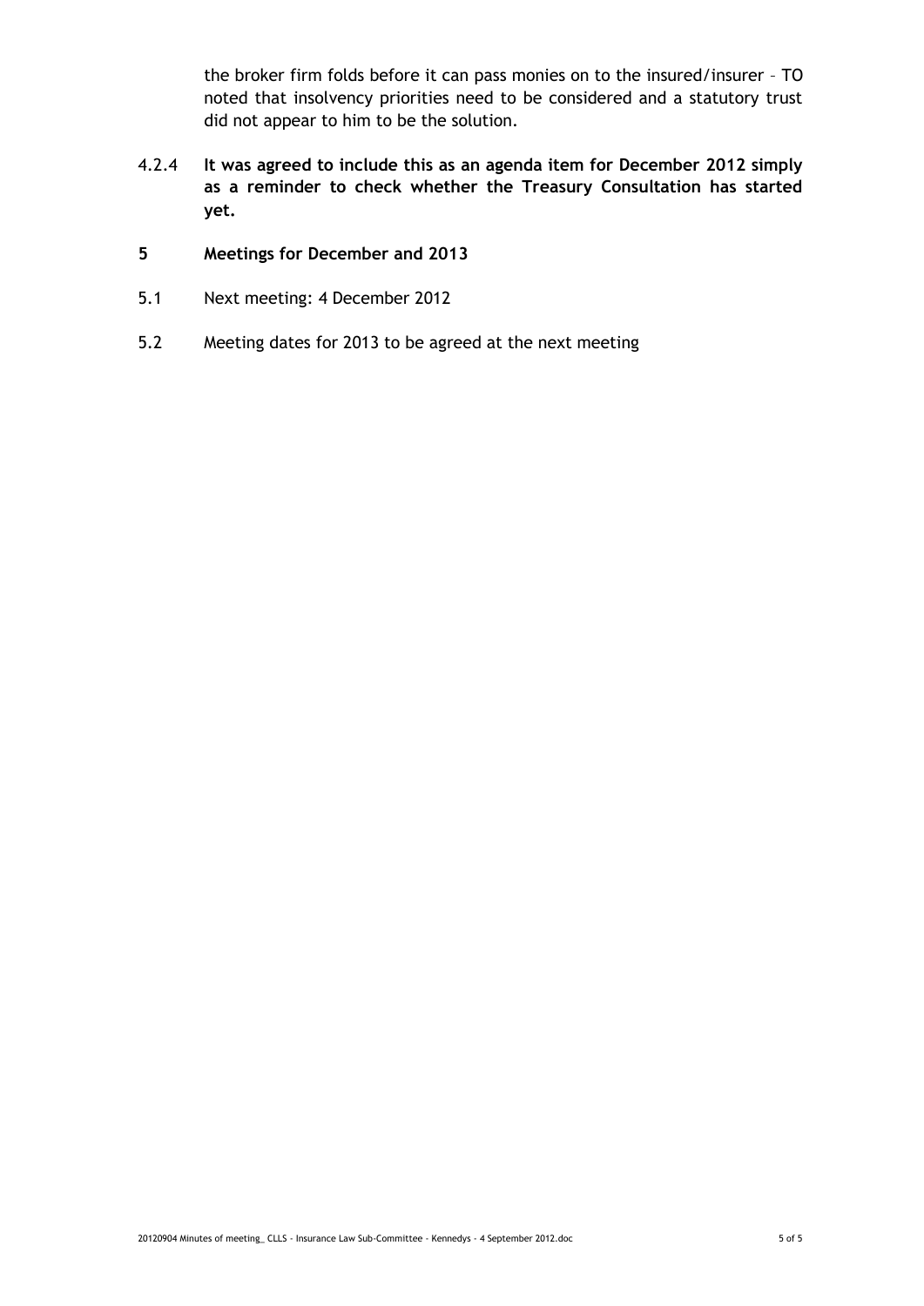the broker firm folds before it can pass monies on to the insured/insurer – TO noted that insolvency priorities need to be considered and a statutory trust did not appear to him to be the solution.

4.2.4 **It was agreed to include this as an agenda item for December 2012 simply as a reminder to check whether the Treasury Consultation has started yet.**

**5 Meetings for December and 2013**

5.1 Next meeting: 4 December 2012

5.2 Meeting dates for 2013 to be agreed at the next meeting